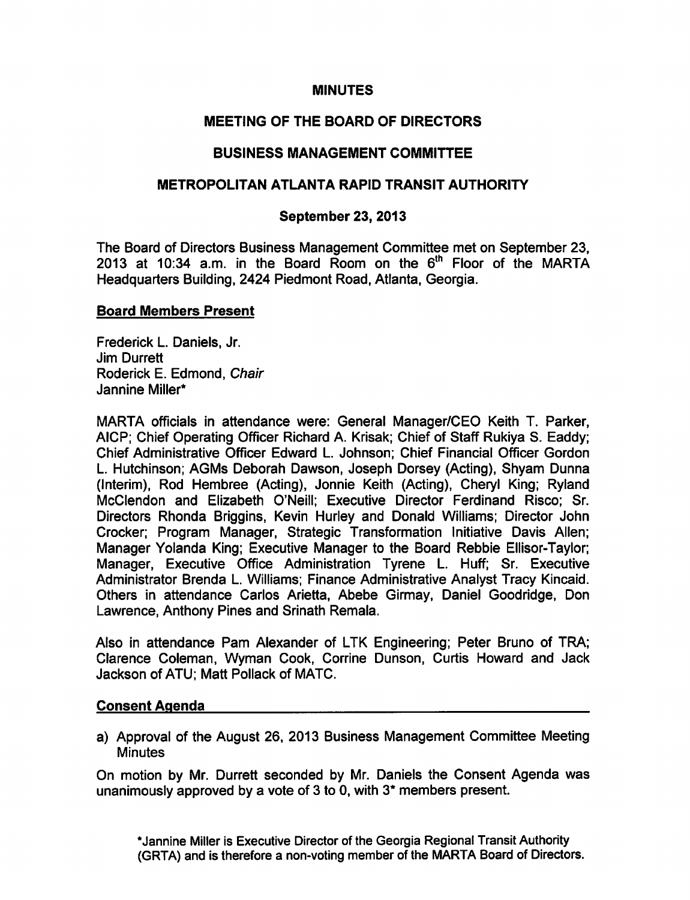# MINUTES

## MEETING OF THE BOARD OF DIRECTORS

## BUSINESS MANAGEMENT COMMITTEE

## METROPOLITAN ATLANTA RAPID TRANSIT AUTHORITY

### September 23, 2013

The Board of Directors Business Management Committee met on September 23, 2013 at 10:34 a.m. in the Board Room on the 6th Floor of the MARTA Headquarters Building, 2424 Piedmont Road, Atlanta, Georgia.

### Board Members Present

Frederick L. Daniels, Jr.
Jim Durrett
Roderick E. Edmond, *Chair*
Jannine Miller*

MARTA officials in attendance were: General Manager/CEO Keith T. Parker, AICP; Chief Operating Officer Richard A. Krisak; Chief of Staff Rukiya S. Eaddy; Chief Administrative Officer Edward L. Johnson; Chief Financial Officer Gordon L. Hutchinson; AGMs Deborah Dawson, Joseph Dorsey (Acting), Shyam Dunna (Interim), Rod Hembree (Acting), Jonnie Keith (Acting), Cheryl King; Ryland McClendon and Elizabeth O'Neill; Executive Director Ferdinand Risco; Sr. Directors Rhonda Briggins, Kevin Hurley and Donald Williams; Director John Crocker; Program Manager, Strategic Transformation Initiative Davis Allen; Manager Yolanda King; Executive Manager to the Board Rebbie Ellisor-Taylor; Manager, Executive Office Administration Tyrene L. Huff; Sr. Executive Administrator Brenda L. Williams; Finance Administrative Analyst Tracy Kincaid. Others in attendance Carlos Arietta, Abebe Girmay, Daniel Goodridge, Don Lawrence, Anthony Pines and Srinath Remala.

Also in attendance Pam Alexander of LTK Engineering; Peter Bruno of TRA; Clarence Coleman, Wyman Cook, Corrine Dunson, Curtis Howard and Jack Jackson of ATU; Matt Pollack of MATC.

### Consent Agenda

a) Approval of the August 26, 2013 Business Management Committee Meeting Minutes

On motion by Mr. Durrett seconded by Mr. Daniels the Consent Agenda was unanimously approved by a vote of 3 to 0, with 3* members present.

*Jannine Miller is Executive Director of the Georgia Regional Transit Authority (GRTA) and is therefore a non-voting member of the MARTA Board of Directors.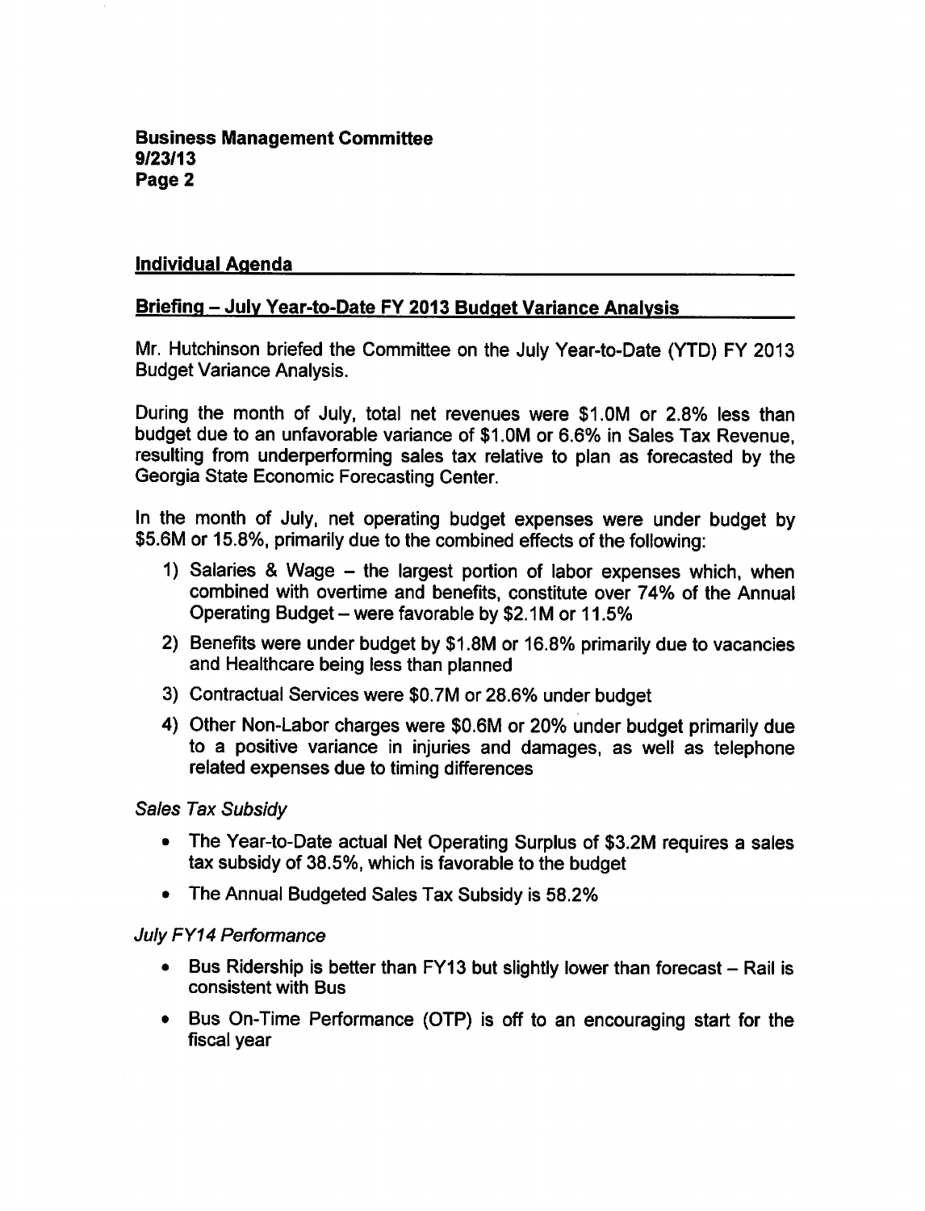## Individual Agenda

### Briefing – July Year-to-Date FY 2013 Budget Variance Analysis

Mr. Hutchinson briefed the Committee on the July Year-to-Date (YTD) FY 2013 Budget Variance Analysis.

During the month of July, total net revenues were $1.0M or 2.8% less than budget due to an unfavorable variance of $1.0M or 6.6% in Sales Tax Revenue, resulting from underperforming sales tax relative to plan as forecasted by the Georgia State Economic Forecasting Center.

In the month of July, net operating budget expenses were under budget by $5.6M or 15.8%, primarily due to the combined effects of the following:

1) Salaries & Wage – the largest portion of labor expenses which, when combined with overtime and benefits, constitute over 74% of the Annual Operating Budget – were favorable by $2.1M or 11.5%
2) Benefits were under budget by $1.8M or 16.8% primarily due to vacancies and Healthcare being less than planned
3) Contractual Services were $0.7M or 28.6% under budget
4) Other Non-Labor charges were $0.6M or 20% under budget primarily due to a positive variance in injuries and damages, as well as telephone related expenses due to timing differences

*Sales Tax Subsidy*

- The Year-to-Date actual Net Operating Surplus of $3.2M requires a sales tax subsidy of 38.5%, which is favorable to the budget
- The Annual Budgeted Sales Tax Subsidy is 58.2%

*July FY14 Performance*

- Bus Ridership is better than FY13 but slightly lower than forecast – Rail is consistent with Bus
- Bus On-Time Performance (OTP) is off to an encouraging start for the fiscal year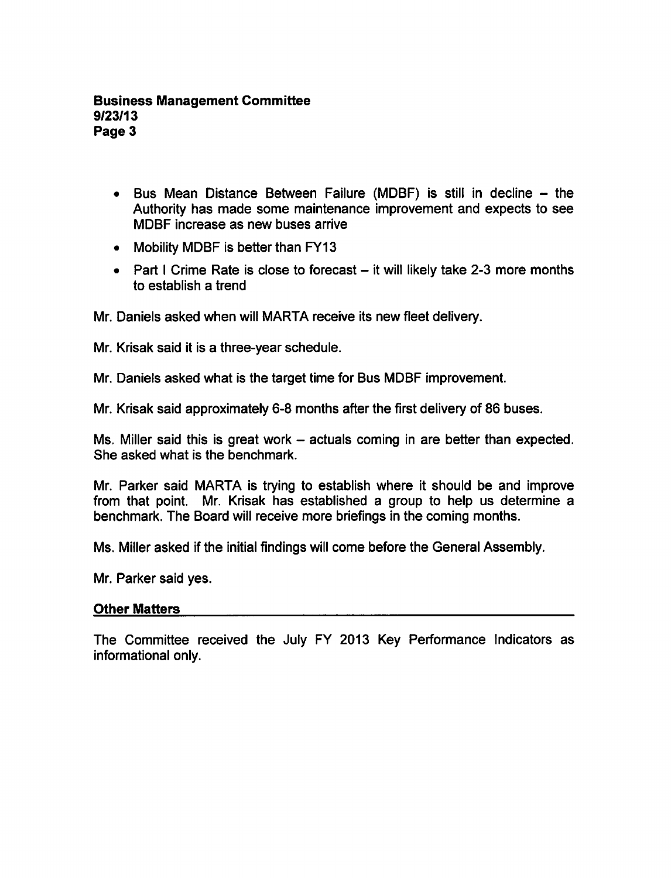- Bus Mean Distance Between Failure (MDBF) is still in decline – the Authority has made some maintenance improvement and expects to see MDBF increase as new buses arrive
- Mobility MDBF is better than FY13
- Part I Crime Rate is close to forecast – it will likely take 2-3 more months to establish a trend

Mr. Daniels asked when will MARTA receive its new fleet delivery.

Mr. Krisak said it is a three-year schedule.

Mr. Daniels asked what is the target time for Bus MDBF improvement.

Mr. Krisak said approximately 6-8 months after the first delivery of 86 buses.

Ms. Miller said this is great work – actuals coming in are better than expected. She asked what is the benchmark.

Mr. Parker said MARTA is trying to establish where it should be and improve from that point. Mr. Krisak has established a group to help us determine a benchmark. The Board will receive more briefings in the coming months.

Ms. Miller asked if the initial findings will come before the General Assembly.

Mr. Parker said yes.

## Other Matters

The Committee received the July FY 2013 Key Performance Indicators as informational only.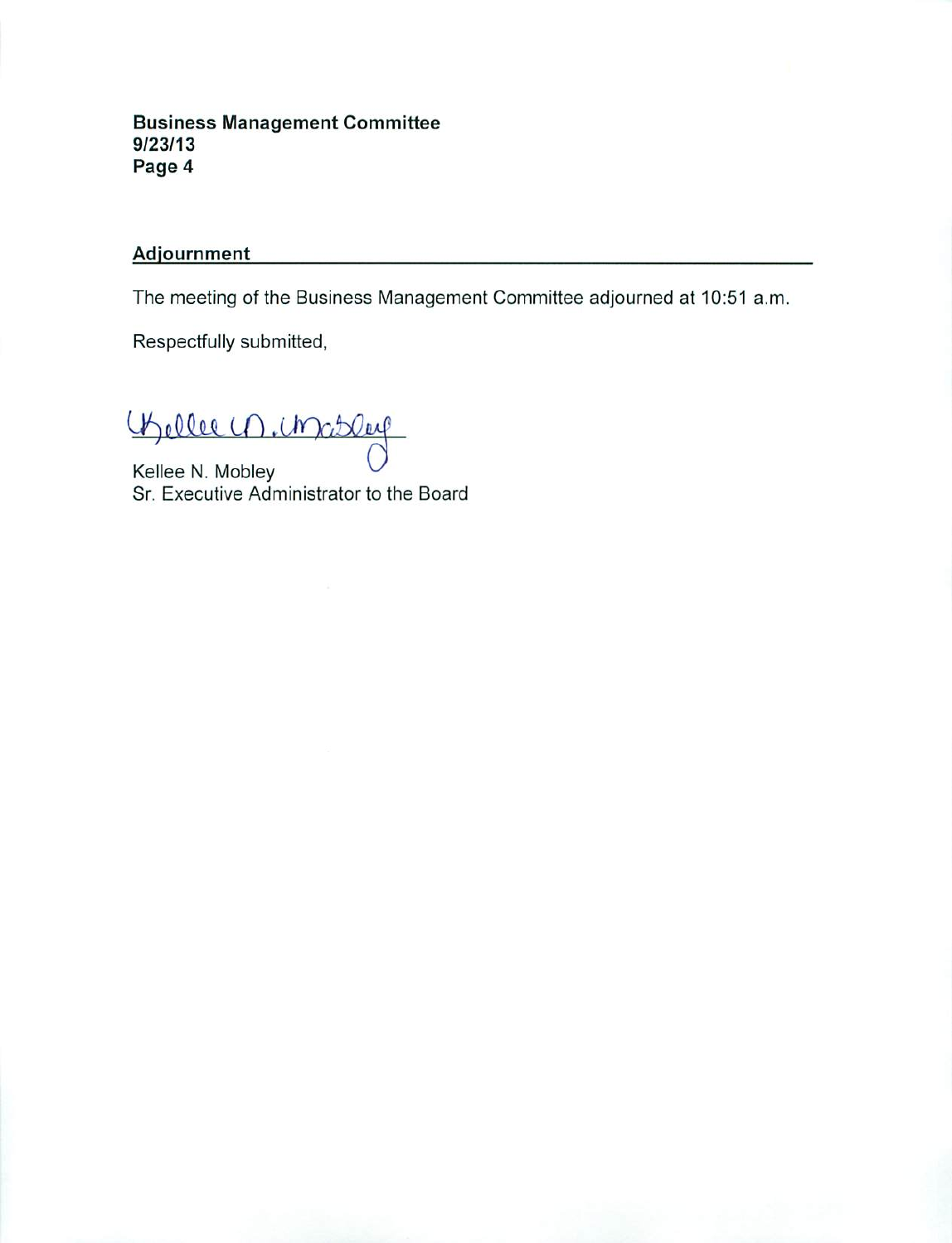## Adjournment

The meeting of the Business Management Committee adjourned at 10:51 a.m.

Respectfully submitted,

Kellee N. Mobley
Sr. Executive Administrator to the Board